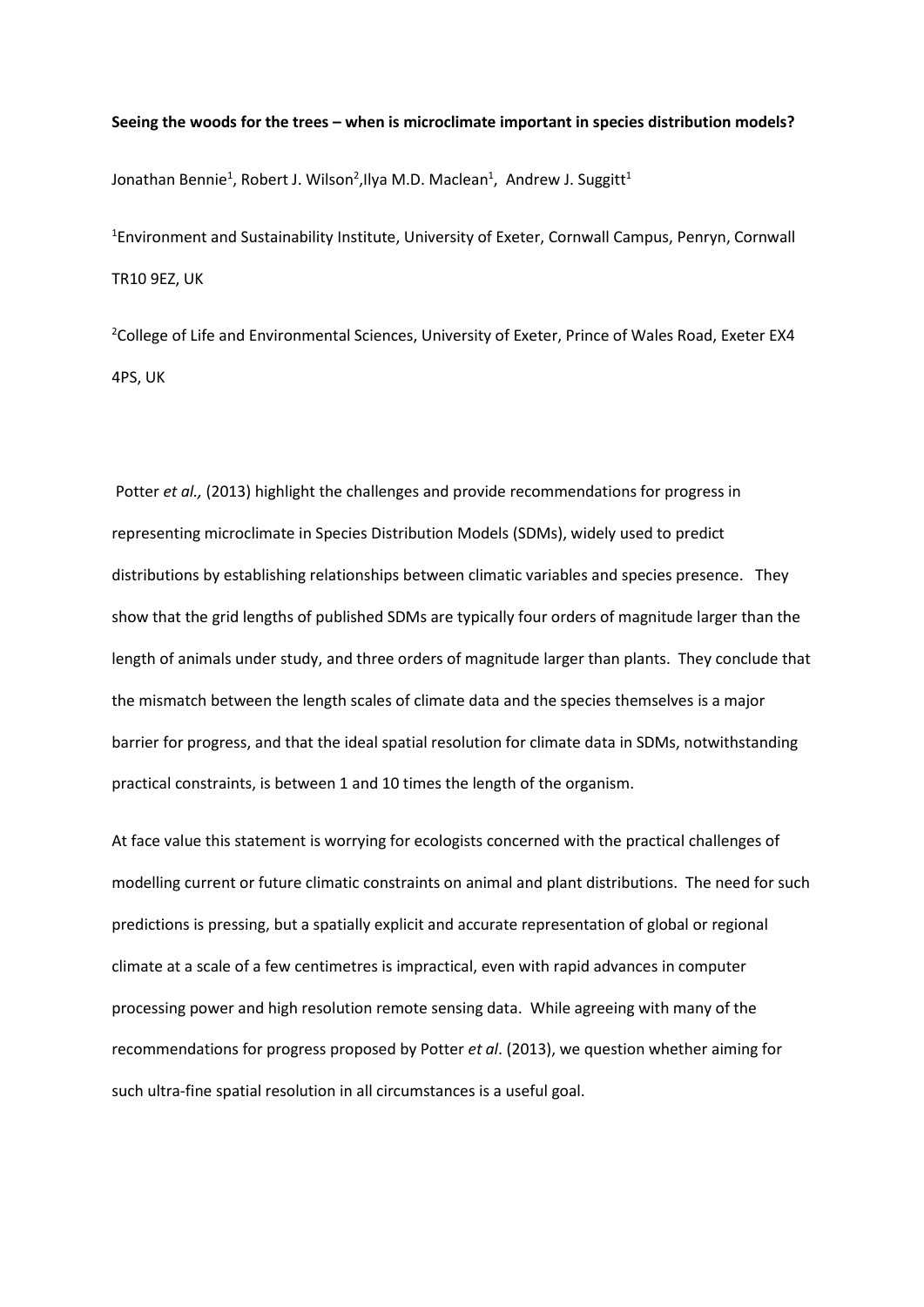**Seeing the woods for the trees – when is microclimate important in species distribution models?**

Jonathan Bennie[1], Robert J. Wilson[2], Ilya M.D. Maclean[1], Andrew J. Suggitt[1]

[1]Environment and Sustainability Institute, University of Exeter, Cornwall Campus, Penryn, Cornwall TR10 9EZ, UK

[2]College of Life and Environmental Sciences, University of Exeter, Prince of Wales Road, Exeter EX4 4PS, UK

Potter *et al.,* (2013) highlight the challenges and provide recommendations for progress in representing microclimate in Species Distribution Models (SDMs), widely used to predict distributions by establishing relationships between climatic variables and species presence. They show that the grid lengths of published SDMs are typically four orders of magnitude larger than the length of animals under study, and three orders of magnitude larger than plants. They conclude that the mismatch between the length scales of climate data and the species themselves is a major barrier for progress, and that the ideal spatial resolution for climate data in SDMs, notwithstanding practical constraints, is between 1 and 10 times the length of the organism.

At face value this statement is worrying for ecologists concerned with the practical challenges of modelling current or future climatic constraints on animal and plant distributions. The need for such predictions is pressing, but a spatially explicit and accurate representation of global or regional climate at a scale of a few centimetres is impractical, even with rapid advances in computer processing power and high resolution remote sensing data. While agreeing with many of the recommendations for progress proposed by Potter *et al*. (2013), we question whether aiming for such ultra-fine spatial resolution in all circumstances is a useful goal.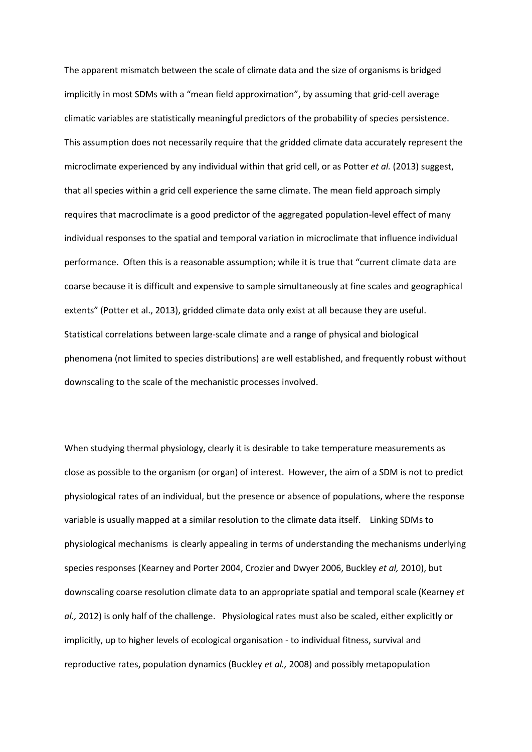The apparent mismatch between the scale of climate data and the size of organisms is bridged implicitly in most SDMs with a "mean field approximation", by assuming that grid-cell average climatic variables are statistically meaningful predictors of the probability of species persistence. This assumption does not necessarily require that the gridded climate data accurately represent the microclimate experienced by any individual within that grid cell, or as Potter *et al.* (2013) suggest, that all species within a grid cell experience the same climate. The mean field approach simply requires that macroclimate is a good predictor of the aggregated population-level effect of many individual responses to the spatial and temporal variation in microclimate that influence individual performance. Often this is a reasonable assumption; while it is true that "current climate data are coarse because it is difficult and expensive to sample simultaneously at fine scales and geographical extents" (Potter et al., 2013), gridded climate data only exist at all because they are useful. Statistical correlations between large-scale climate and a range of physical and biological phenomena (not limited to species distributions) are well established, and frequently robust without downscaling to the scale of the mechanistic processes involved.

When studying thermal physiology, clearly it is desirable to take temperature measurements as close as possible to the organism (or organ) of interest. However, the aim of a SDM is not to predict physiological rates of an individual, but the presence or absence of populations, where the response variable is usually mapped at a similar resolution to the climate data itself. Linking SDMs to physiological mechanisms is clearly appealing in terms of understanding the mechanisms underlying species responses (Kearney and Porter 2004, Crozier and Dwyer 2006, Buckley *et al,* 2010), but downscaling coarse resolution climate data to an appropriate spatial and temporal scale (Kearney *et al.,* 2012) is only half of the challenge. Physiological rates must also be scaled, either explicitly or implicitly, up to higher levels of ecological organisation - to individual fitness, survival and reproductive rates, population dynamics (Buckley *et al.,* 2008) and possibly metapopulation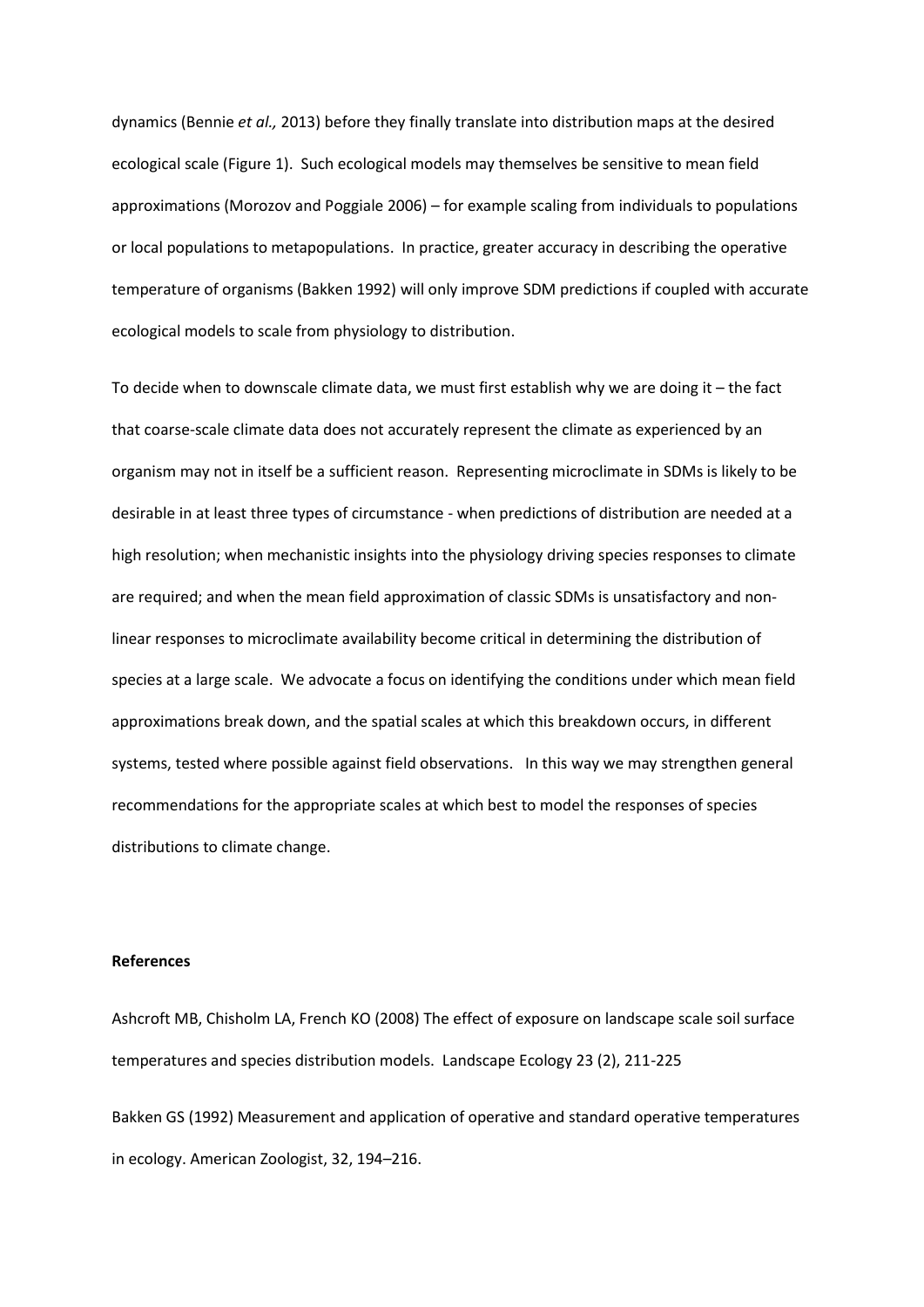dynamics (Bennie *et al.,* 2013) before they finally translate into distribution maps at the desired ecological scale (Figure 1). Such ecological models may themselves be sensitive to mean field approximations (Morozov and Poggiale 2006) – for example scaling from individuals to populations or local populations to metapopulations. In practice, greater accuracy in describing the operative temperature of organisms (Bakken 1992) will only improve SDM predictions if coupled with accurate ecological models to scale from physiology to distribution.

To decide when to downscale climate data, we must first establish why we are doing it – the fact that coarse-scale climate data does not accurately represent the climate as experienced by an organism may not in itself be a sufficient reason. Representing microclimate in SDMs is likely to be desirable in at least three types of circumstance - when predictions of distribution are needed at a high resolution; when mechanistic insights into the physiology driving species responses to climate are required; and when the mean field approximation of classic SDMs is unsatisfactory and non-linear responses to microclimate availability become critical in determining the distribution of species at a large scale. We advocate a focus on identifying the conditions under which mean field approximations break down, and the spatial scales at which this breakdown occurs, in different systems, tested where possible against field observations. In this way we may strengthen general recommendations for the appropriate scales at which best to model the responses of species distributions to climate change.

**References**

Ashcroft MB, Chisholm LA, French KO (2008) The effect of exposure on landscape scale soil surface temperatures and species distribution models. Landscape Ecology 23 (2), 211-225

Bakken GS (1992) Measurement and application of operative and standard operative temperatures in ecology. American Zoologist, 32, 194–216.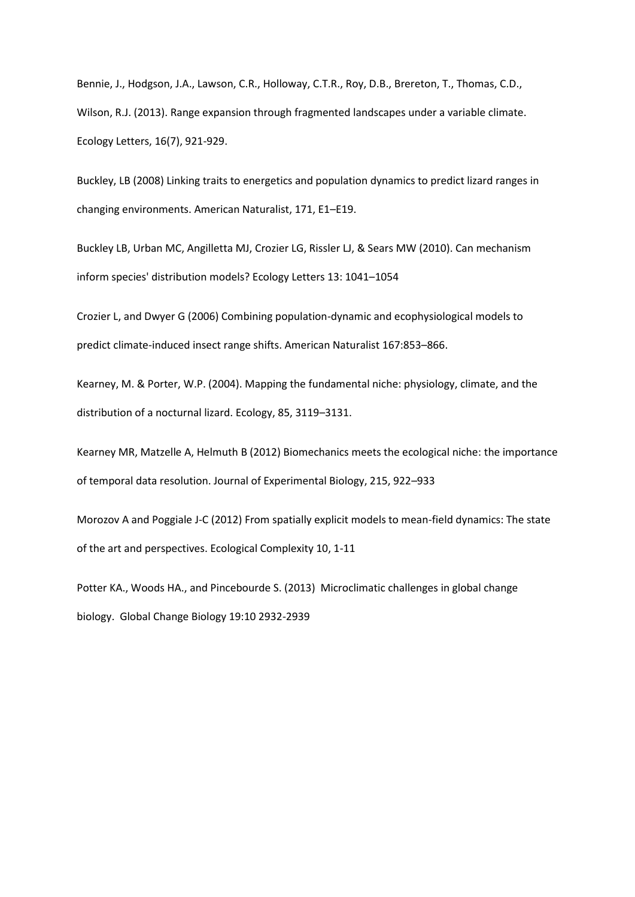Bennie, J., Hodgson, J.A., Lawson, C.R., Holloway, C.T.R., Roy, D.B., Brereton, T., Thomas, C.D., Wilson, R.J. (2013). Range expansion through fragmented landscapes under a variable climate. Ecology Letters, 16(7), 921-929.

Buckley, LB (2008) Linking traits to energetics and population dynamics to predict lizard ranges in changing environments. American Naturalist, 171, E1–E19.

Buckley LB, Urban MC, Angilletta MJ, Crozier LG, Rissler LJ, & Sears MW (2010). Can mechanism inform species' distribution models? Ecology Letters 13: 1041–1054

Crozier L, and Dwyer G (2006) Combining population-dynamic and ecophysiological models to predict climate-induced insect range shifts. American Naturalist 167:853–866.

Kearney, M. & Porter, W.P. (2004). Mapping the fundamental niche: physiology, climate, and the distribution of a nocturnal lizard. Ecology, 85, 3119–3131.

Kearney MR, Matzelle A, Helmuth B (2012) Biomechanics meets the ecological niche: the importance of temporal data resolution. Journal of Experimental Biology, 215, 922–933

Morozov A and Poggiale J-C (2012) From spatially explicit models to mean-field dynamics: The state of the art and perspectives. Ecological Complexity 10, 1-11

Potter KA., Woods HA., and Pincebourde S. (2013) Microclimatic challenges in global change biology. Global Change Biology 19:10 2932-2939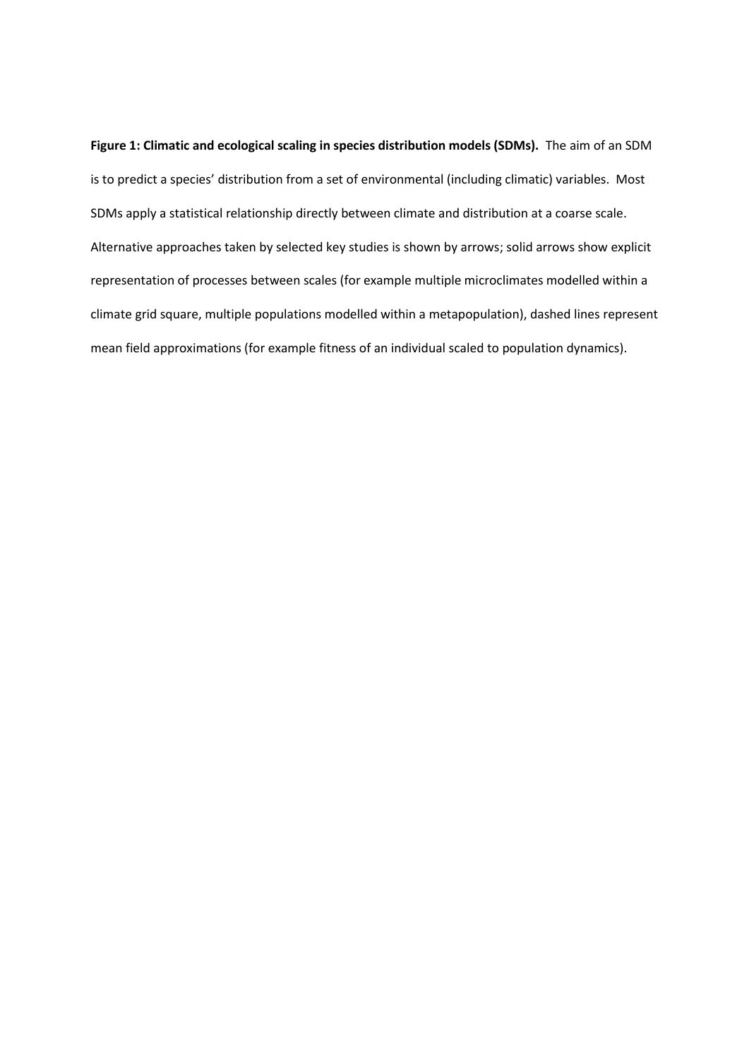**Figure 1: Climatic and ecological scaling in species distribution models (SDMs).** The aim of an SDM is to predict a species' distribution from a set of environmental (including climatic) variables. Most SDMs apply a statistical relationship directly between climate and distribution at a coarse scale. Alternative approaches taken by selected key studies is shown by arrows; solid arrows show explicit representation of processes between scales (for example multiple microclimates modelled within a climate grid square, multiple populations modelled within a metapopulation), dashed lines represent mean field approximations (for example fitness of an individual scaled to population dynamics).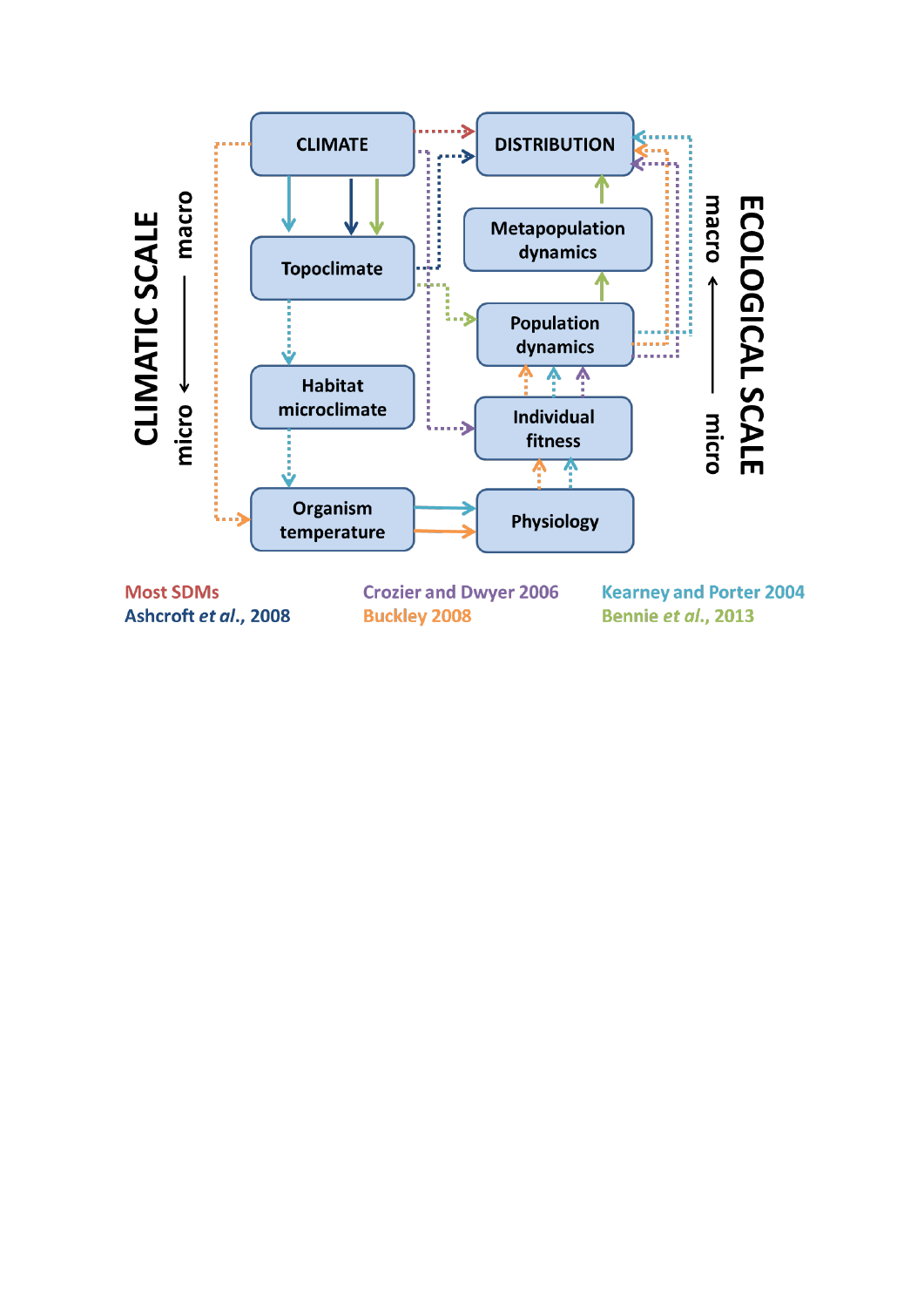CLIMATE

DISTRIBUTION

Topoclimate

Metapopulation dynamics

Population dynamics

Habitat microclimate

Individual fitness

Organism temperature

Physiology

CLIMATIC SCALE

macro

micro

ECOLOGICAL SCALE

macro

micro

Most SDMs
Ashcroft *et al.*, 2008

Crozier and Dwyer 2006
Buckley 2008

Kearney and Porter 2004
Bennie *et al.*, 2013